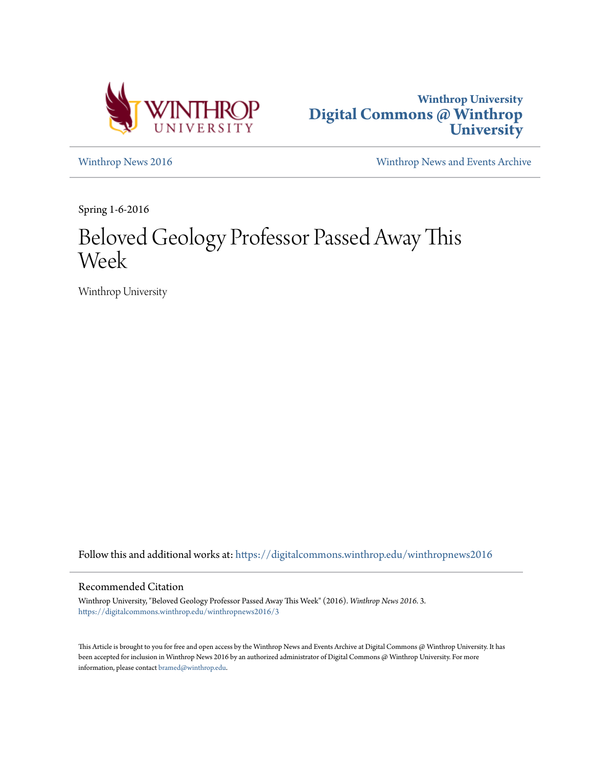Winthrop University
**Digital Commons @ Winthrop University**

Winthrop News 2016 | Winthrop News and Events Archive

Spring 1-6-2016

# Beloved Geology Professor Passed Away This Week

Winthrop University

Follow this and additional works at: https://digitalcommons.winthrop.edu/winthropnews2016

## Recommended Citation

Winthrop University, "Beloved Geology Professor Passed Away This Week" (2016). *Winthrop News 2016*. 3.
https://digitalcommons.winthrop.edu/winthropnews2016/3

This Article is brought to you for free and open access by the Winthrop News and Events Archive at Digital Commons @ Winthrop University. It has been accepted for inclusion in Winthrop News 2016 by an authorized administrator of Digital Commons @ Winthrop University. For more information, please contact bramed@winthrop.edu.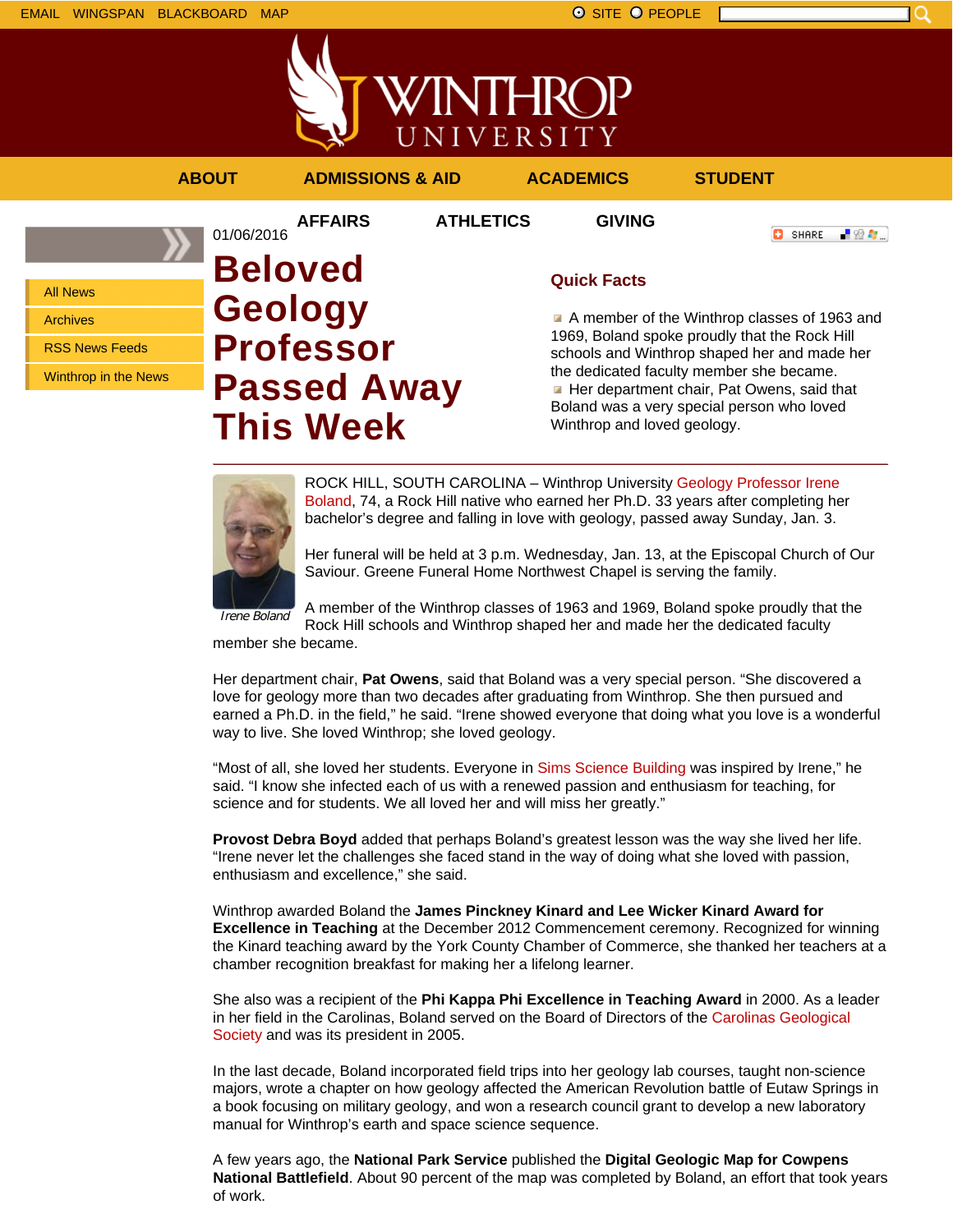01/06/2016

# Beloved Geology Professor Passed Away This Week

## Quick Facts

- A member of the Winthrop classes of 1963 and 1969, Boland spoke proudly that the Rock Hill schools and Winthrop shaped her and made her the dedicated faculty member she became.
- Her department chair, Pat Owens, said that Boland was a very special person who loved Winthrop and loved geology.

---

*Irene Boland*

ROCK HILL, SOUTH CAROLINA – Winthrop University Geology Professor Irene Boland, 74, a Rock Hill native who earned her Ph.D. 33 years after completing her bachelor's degree and falling in love with geology, passed away Sunday, Jan. 3.

Her funeral will be held at 3 p.m. Wednesday, Jan. 13, at the Episcopal Church of Our Saviour. Greene Funeral Home Northwest Chapel is serving the family.

A member of the Winthrop classes of 1963 and 1969, Boland spoke proudly that the Rock Hill schools and Winthrop shaped her and made her the dedicated faculty member she became.

Her department chair, **Pat Owens**, said that Boland was a very special person. "She discovered a love for geology more than two decades after graduating from Winthrop. She then pursued and earned a Ph.D. in the field," he said. "Irene showed everyone that doing what you love is a wonderful way to live. She loved Winthrop; she loved geology.

"Most of all, she loved her students. Everyone in Sims Science Building was inspired by Irene," he said. "I know she infected each of us with a renewed passion and enthusiasm for teaching, for science and for students. We all loved her and will miss her greatly."

**Provost Debra Boyd** added that perhaps Boland's greatest lesson was the way she lived her life. "Irene never let the challenges she faced stand in the way of doing what she loved with passion, enthusiasm and excellence," she said.

Winthrop awarded Boland the **James Pinckney Kinard and Lee Wicker Kinard Award for Excellence in Teaching** at the December 2012 Commencement ceremony. Recognized for winning the Kinard teaching award by the York County Chamber of Commerce, she thanked her teachers at a chamber recognition breakfast for making her a lifelong learner.

She also was a recipient of the **Phi Kappa Phi Excellence in Teaching Award** in 2000. As a leader in her field in the Carolinas, Boland served on the Board of Directors of the Carolinas Geological Society and was its president in 2005.

In the last decade, Boland incorporated field trips into her geology lab courses, taught non-science majors, wrote a chapter on how geology affected the American Revolution battle of Eutaw Springs in a book focusing on military geology, and won a research council grant to develop a new laboratory manual for Winthrop's earth and space science sequence.

A few years ago, the **National Park Service** published the **Digital Geologic Map for Cowpens National Battlefield**. About 90 percent of the map was completed by Boland, an effort that took years of work.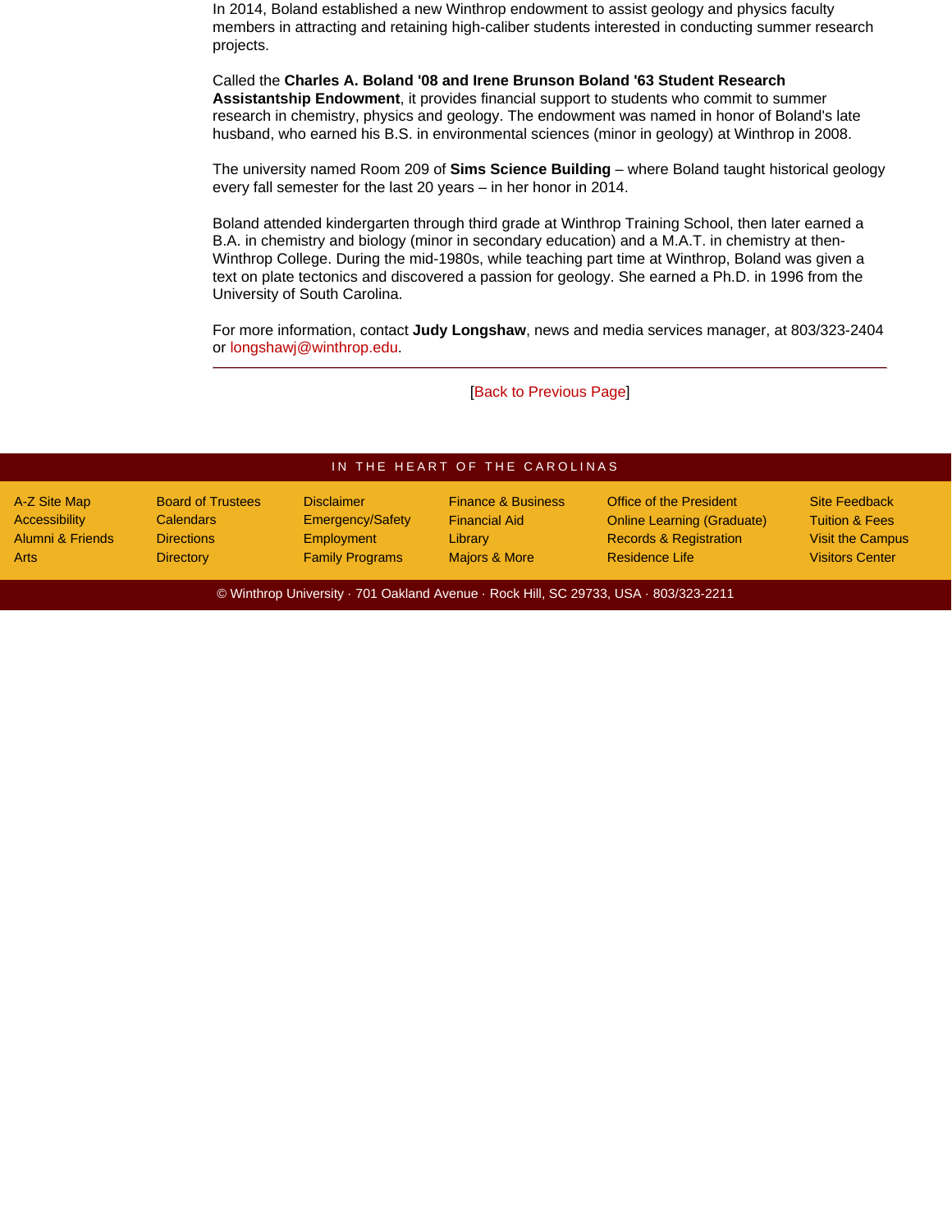In 2014, Boland established a new Winthrop endowment to assist geology and physics faculty members in attracting and retaining high-caliber students interested in conducting summer research projects.

Called the **Charles A. Boland '08 and Irene Brunson Boland '63 Student Research Assistantship Endowment**, it provides financial support to students who commit to summer research in chemistry, physics and geology. The endowment was named in honor of Boland's late husband, who earned his B.S. in environmental sciences (minor in geology) at Winthrop in 2008.

The university named Room 209 of **Sims Science Building** – where Boland taught historical geology every fall semester for the last 20 years – in her honor in 2014.

Boland attended kindergarten through third grade at Winthrop Training School, then later earned a B.A. in chemistry and biology (minor in secondary education) and a M.A.T. in chemistry at then-Winthrop College. During the mid-1980s, while teaching part time at Winthrop, Boland was given a text on plate tectonics and discovered a passion for geology. She earned a Ph.D. in 1996 from the University of South Carolina.

For more information, contact **Judy Longshaw**, news and media services manager, at 803/323-2404 or longshawj@winthrop.edu.

---

[Back to Previous Page]

IN THE HEART OF THE CAROLINAS

A-Z Site Map
Accessibility
Alumni & Friends
Arts
Board of Trustees
Calendars
Directions
Directory
Disclaimer
Emergency/Safety
Employment
Family Programs
Finance & Business
Financial Aid
Library
Majors & More
Office of the President
Online Learning (Graduate)
Records & Registration
Residence Life
Site Feedback
Tuition & Fees
Visit the Campus
Visitors Center

© Winthrop University · 701 Oakland Avenue · Rock Hill, SC 29733, USA · 803/323-2211